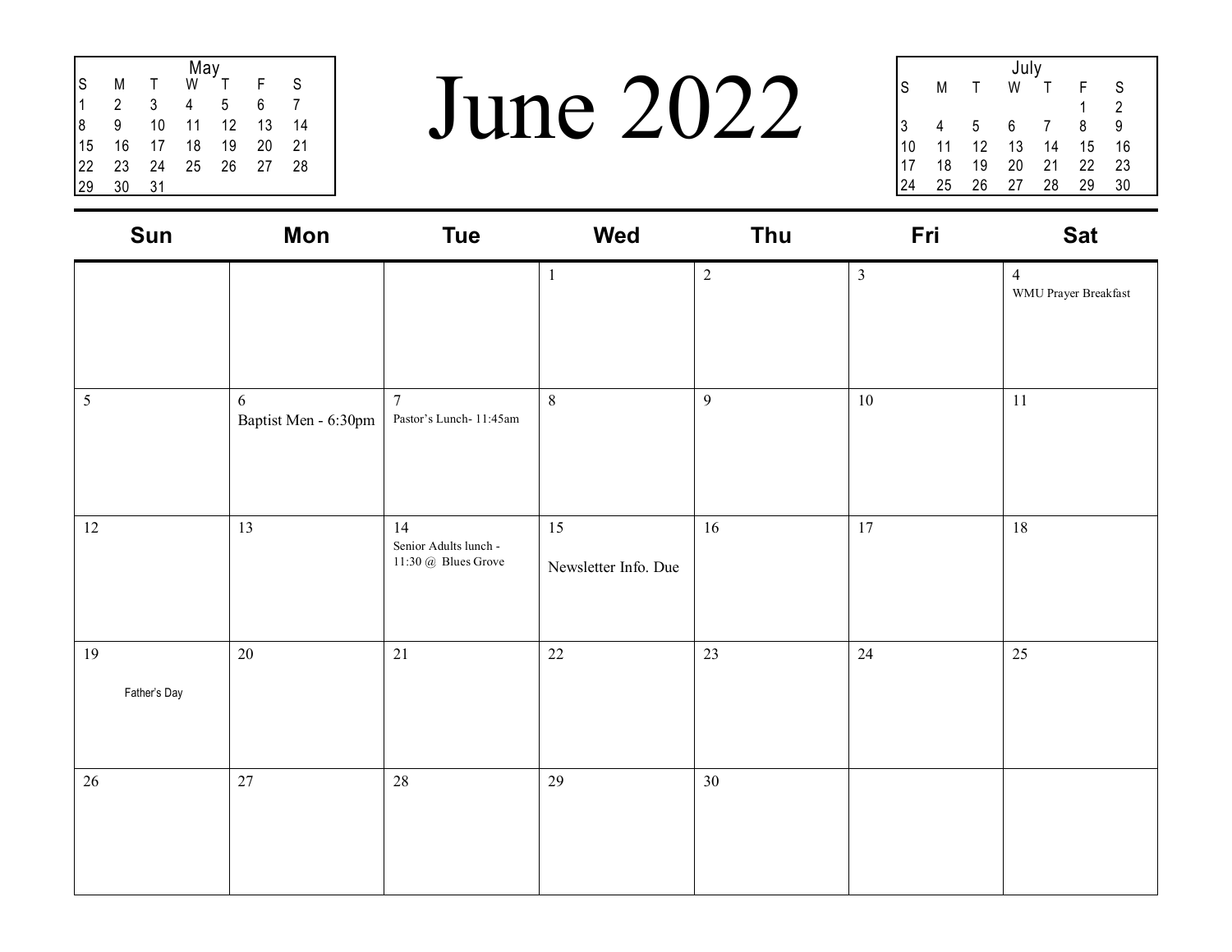| May | | | | | | |
|---|---|---|---|---|---|---|
| S | M | T | W | T | F | S |
| 1 | 2 | 3 | 4 | 5 | 6 | 7 |
| 8 | 9 | 10 | 11 | 12 | 13 | 14 |
| 15 | 16 | 17 | 18 | 19 | 20 | 21 |
| 22 | 23 | 24 | 25 | 26 | 27 | 28 |
| 29 | 30 | 31 | | | | |

# June 2022

| July | | | | | | |
|---|---|---|---|---|---|---|
| S | M | T | W | T | F | S |
| | | | | | 1 | 2 |
| 3 | 4 | 5 | 6 | 7 | 8 | 9 |
| 10 | 11 | 12 | 13 | 14 | 15 | 16 |
| 17 | 18 | 19 | 20 | 21 | 22 | 23 |
| 24 | 25 | 26 | 27 | 28 | 29 | 30 |

| Sun | Mon | Tue | Wed | Thu | Fri | Sat |
|---|---|---|---|---|---|---|
| | | | 1 | 2 | 3 | 4 WMU Prayer Breakfast |
| 5 | 6 Baptist Men - 6:30pm | 7 Pastor's Lunch- 11:45am | 8 | 9 | 10 | 11 |
| 12 | 13 | 14 Senior Adults lunch - 11:30 @ Blues Grove | 15 Newsletter Info. Due | 16 | 17 | 18 |
| 19 Father's Day | 20 | 21 | 22 | 23 | 24 | 25 |
| 26 | 27 | 28 | 29 | 30 | | |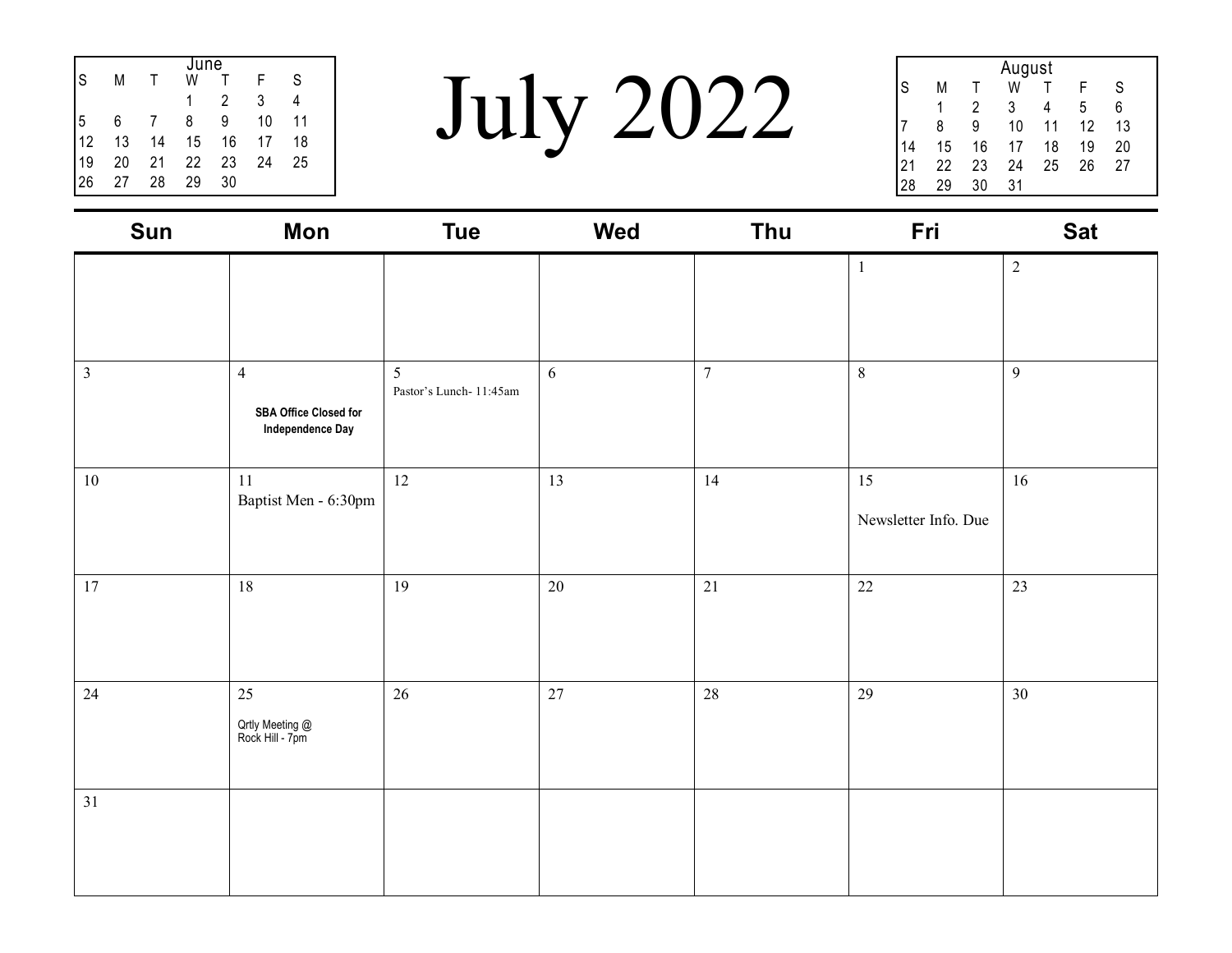# July 2022

| June | | | | | | |
|---|---|---|---|---|---|---|
| S | M | T | W | T | F | S |
| | | | 1 | 2 | 3 | 4 |
| 5 | 6 | 7 | 8 | 9 | 10 | 11 |
| 12 | 13 | 14 | 15 | 16 | 17 | 18 |
| 19 | 20 | 21 | 22 | 23 | 24 | 25 |
| 26 | 27 | 28 | 29 | 30 | | |

| August | | | | | | |
|---|---|---|---|---|---|---|
| S | M | T | W | T | F | S |
| | 1 | 2 | 3 | 4 | 5 | 6 |
| 7 | 8 | 9 | 10 | 11 | 12 | 13 |
| 14 | 15 | 16 | 17 | 18 | 19 | 20 |
| 21 | 22 | 23 | 24 | 25 | 26 | 27 |
| 28 | 29 | 30 | 31 | | | |

| Sun | Mon | Tue | Wed | Thu | Fri | Sat |
|---|---|---|---|---|---|---|
| | | | | | 1 | 2 |
| 3 | 4 **SBA Office Closed for Independence Day** | 5 Pastor's Lunch- 11:45am | 6 | 7 | 8 | 9 |
| 10 | 11 Baptist Men - 6:30pm | 12 | 13 | 14 | 15 Newsletter Info. Due | 16 |
| 17 | 18 | 19 | 20 | 21 | 22 | 23 |
| 24 | 25 Qrtly Meeting @ Rock Hill - 7pm | 26 | 27 | 28 | 29 | 30 |
| 31 | | | | | | |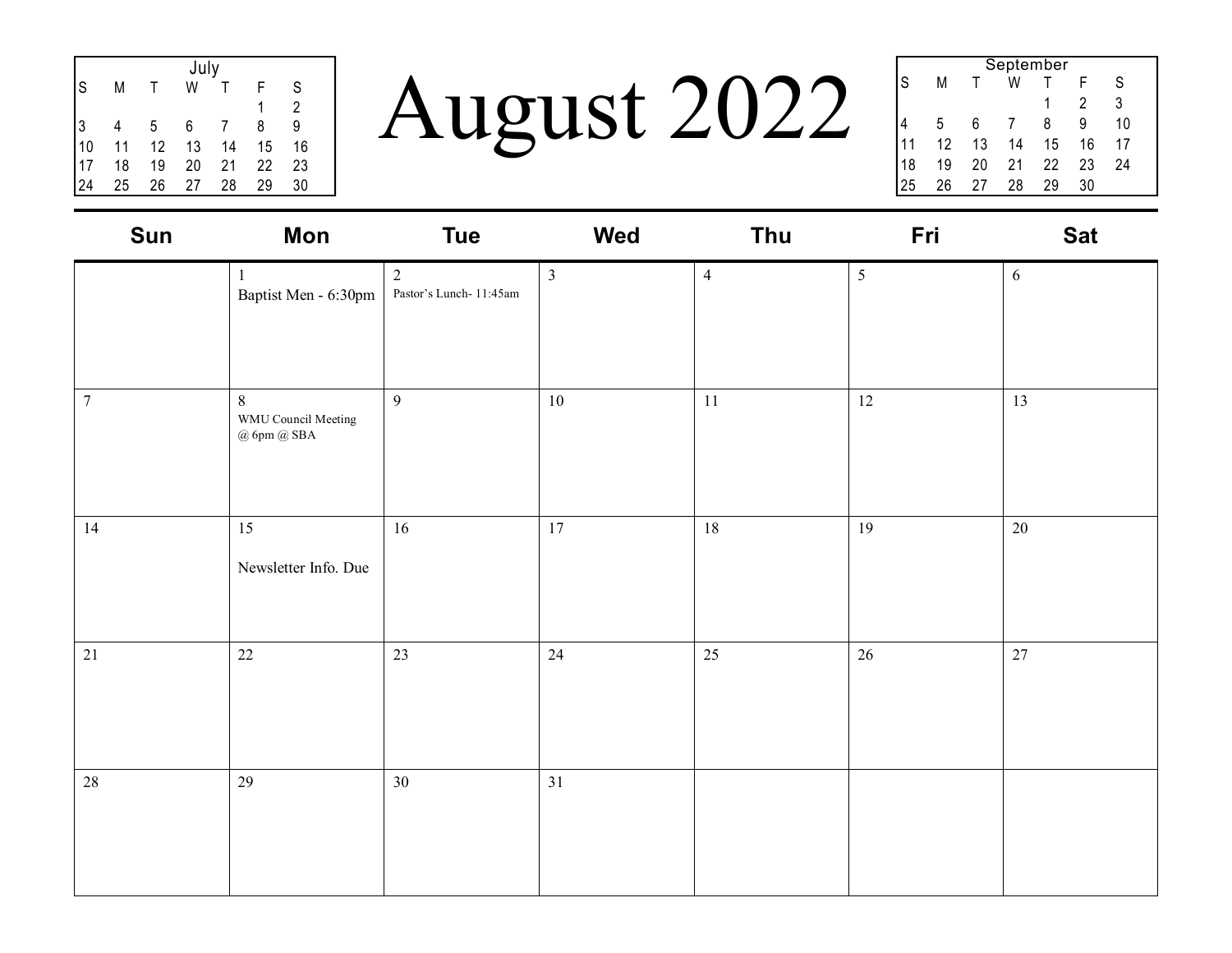# August 2022

| July | | | | | | |
|---|---|---|---|---|---|---|
| S | M | T | W | T | F | S |
| | | | | | 1 | 2 |
| 3 | 4 | 5 | 6 | 7 | 8 | 9 |
| 10 | 11 | 12 | 13 | 14 | 15 | 16 |
| 17 | 18 | 19 | 20 | 21 | 22 | 23 |
| 24 | 25 | 26 | 27 | 28 | 29 | 30 |

| September | | | | | | |
|---|---|---|---|---|---|---|
| S | M | T | W | T | F | S |
| | | | | 1 | 2 | 3 |
| 4 | 5 | 6 | 7 | 8 | 9 | 10 |
| 11 | 12 | 13 | 14 | 15 | 16 | 17 |
| 18 | 19 | 20 | 21 | 22 | 23 | 24 |
| 25 | 26 | 27 | 28 | 29 | 30 | |

| Sun | Mon | Tue | Wed | Thu | Fri | Sat |
|---|---|---|---|---|---|---|
| | 1 Baptist Men - 6:30pm | 2 Pastor's Lunch- 11:45am | 3 | 4 | 5 | 6 |
| 7 | 8 WMU Council Meeting @ 6pm @ SBA | 9 | 10 | 11 | 12 | 13 |
| 14 | 15 Newsletter Info. Due | 16 | 17 | 18 | 19 | 20 |
| 21 | 22 | 23 | 24 | 25 | 26 | 27 |
| 28 | 29 | 30 | 31 | | | |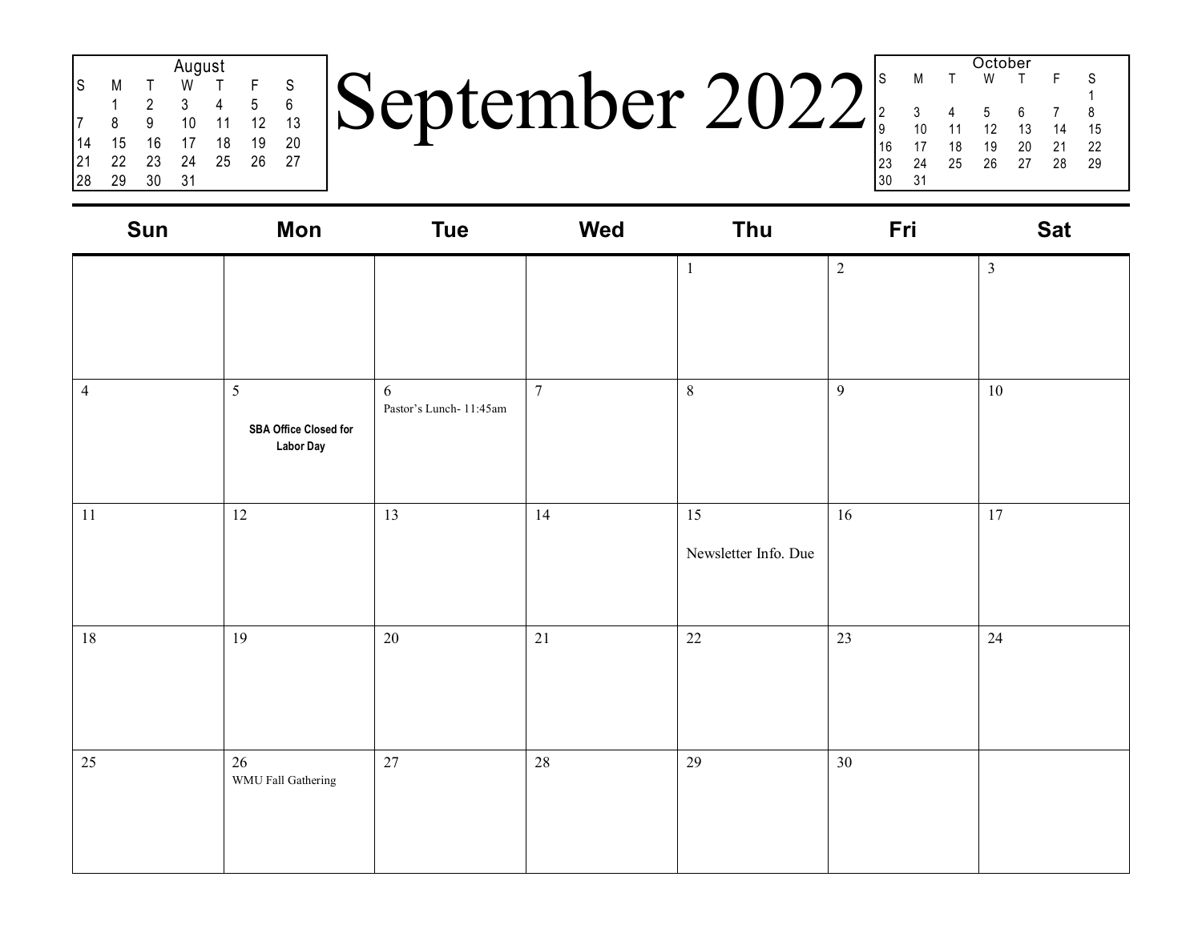# September 2022

**August**

| S | M | T | W | T | F | S |
|---|---|---|---|---|---|---|
| | 1 | 2 | 3 | 4 | 5 | 6 |
| 7 | 8 | 9 | 10 | 11 | 12 | 13 |
| 14 | 15 | 16 | 17 | 18 | 19 | 20 |
| 21 | 22 | 23 | 24 | 25 | 26 | 27 |
| 28 | 29 | 30 | 31 | | | |

**October**

| S | M | T | W | T | F | S |
|---|---|---|---|---|---|---|
| | | | | | | 1 |
| 2 | 3 | 4 | 5 | 6 | 7 | 8 |
| 9 | 10 | 11 | 12 | 13 | 14 | 15 |
| 16 | 17 | 18 | 19 | 20 | 21 | 22 |
| 23 | 24 | 25 | 26 | 27 | 28 | 29 |
| 30 | 31 | | | | | |

| Sun | Mon | Tue | Wed | Thu | Fri | Sat |
|---|---|---|---|---|---|---|
| | | | | 1 | 2 | 3 |
| 4 | 5 **SBA Office Closed for Labor Day** | 6 Pastor's Lunch- 11:45am | 7 | 8 | 9 | 10 |
| 11 | 12 | 13 | 14 | 15 Newsletter Info. Due | 16 | 17 |
| 18 | 19 | 20 | 21 | 22 | 23 | 24 |
| 25 | 26 WMU Fall Gathering | 27 | 28 | 29 | 30 | |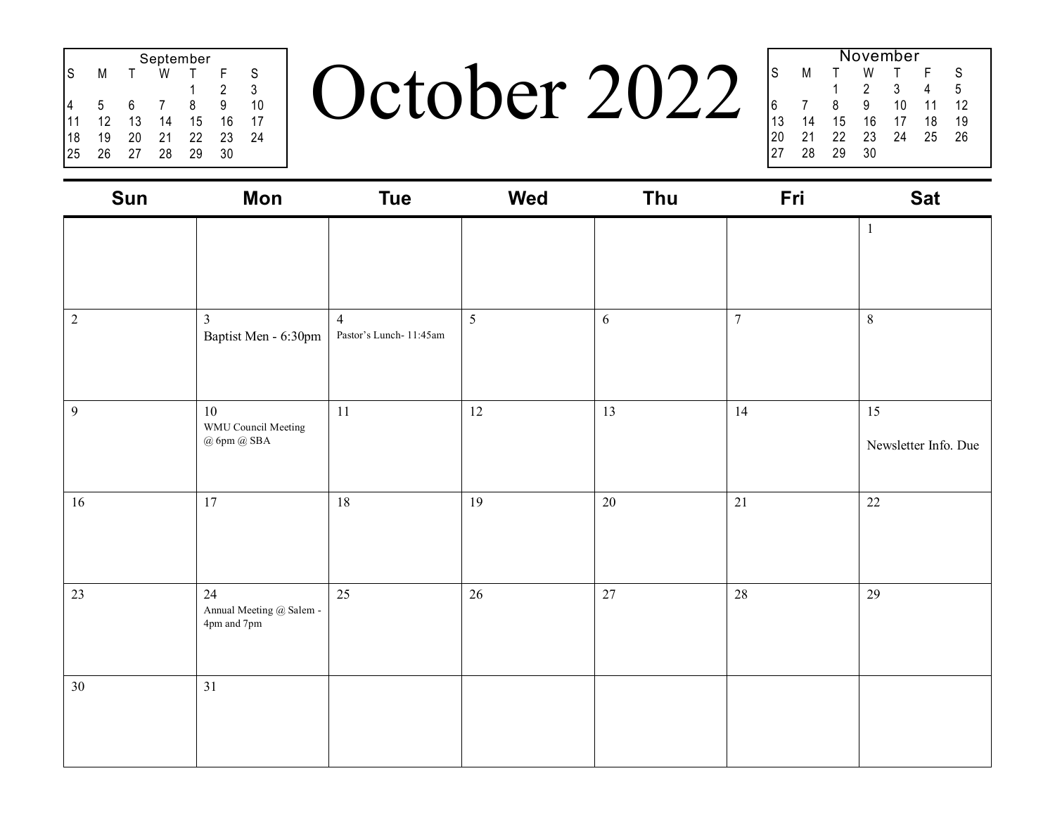# October 2022

| September | | | | | | |
|---|---|---|---|---|---|---|
| S | M | T | W | T | F | S |
| | | | | 1 | 2 | 3 |
| 4 | 5 | 6 | 7 | 8 | 9 | 10 |
| 11 | 12 | 13 | 14 | 15 | 16 | 17 |
| 18 | 19 | 20 | 21 | 22 | 23 | 24 |
| 25 | 26 | 27 | 28 | 29 | 30 | |

| November | | | | | | |
|---|---|---|---|---|---|---|
| S | M | T | W | T | F | S |
| | | 1 | 2 | 3 | 4 | 5 |
| 6 | 7 | 8 | 9 | 10 | 11 | 12 |
| 13 | 14 | 15 | 16 | 17 | 18 | 19 |
| 20 | 21 | 22 | 23 | 24 | 25 | 26 |
| 27 | 28 | 29 | 30 | | | |

| Sun | Mon | Tue | Wed | Thu | Fri | Sat |
|---|---|---|---|---|---|---|
| | | | | | | 1 |
| 2 | 3<br>Baptist Men - 6:30pm | 4<br>Pastor's Lunch- 11:45am | 5 | 6 | 7 | 8 |
| 9 | 10<br>WMU Council Meeting @ 6pm @ SBA | 11 | 12 | 13 | 14 | 15<br>Newsletter Info. Due |
| 16 | 17 | 18 | 19 | 20 | 21 | 22 |
| 23 | 24<br>Annual Meeting @ Salem - 4pm and 7pm | 25 | 26 | 27 | 28 | 29 |
| 30 | 31 | | | | | |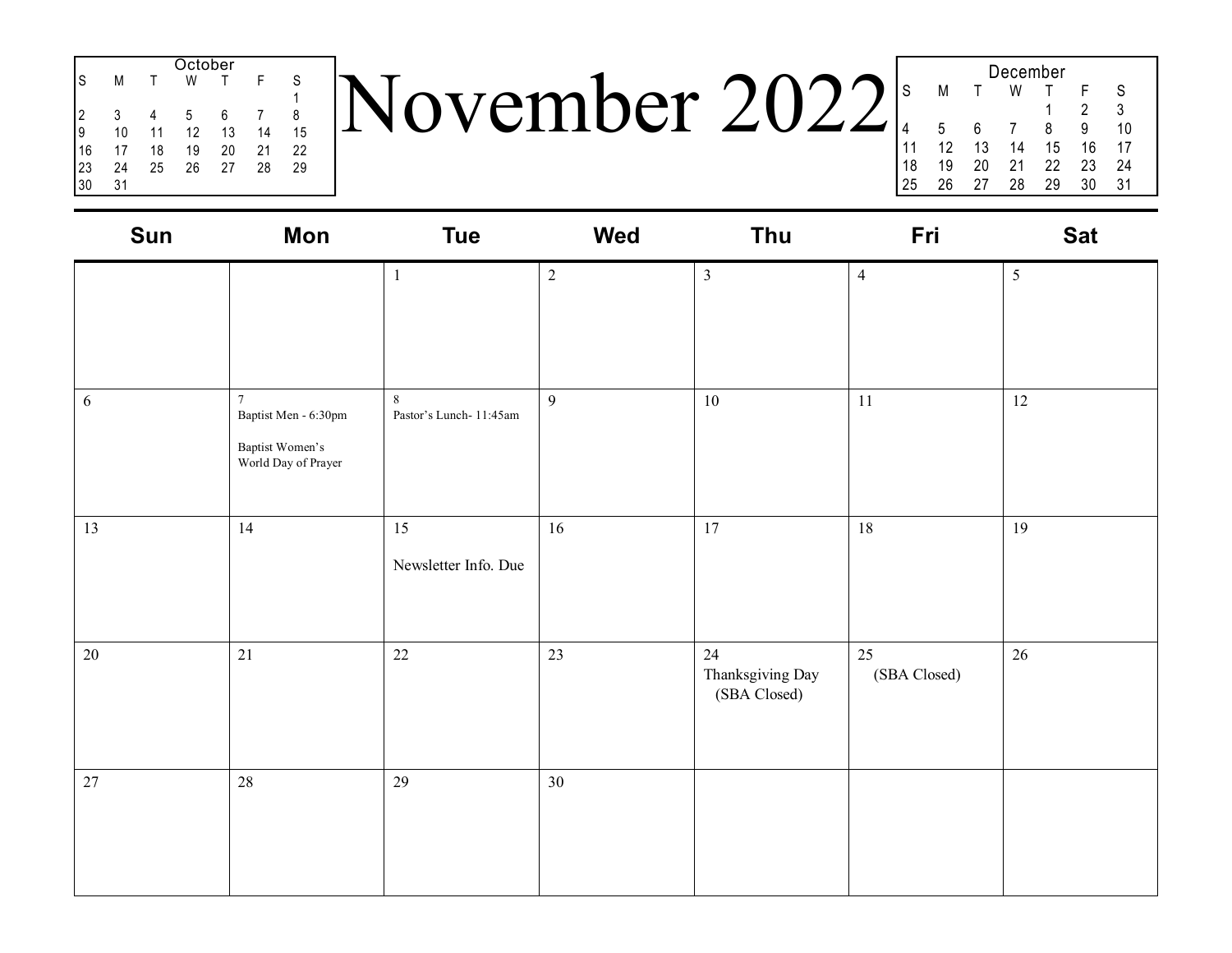# November 2022

**October**

| S | M | T | W | T | F | S |
|---|---|---|---|---|---|---|
| | | | | | | 1 |
| 2 | 3 | 4 | 5 | 6 | 7 | 8 |
| 9 | 10 | 11 | 12 | 13 | 14 | 15 |
| 16 | 17 | 18 | 19 | 20 | 21 | 22 |
| 23 | 24 | 25 | 26 | 27 | 28 | 29 |
| 30 | 31 | | | | | |

**December**

| S | M | T | W | T | F | S |
|---|---|---|---|---|---|---|
| | | | | 1 | 2 | 3 |
| 4 | 5 | 6 | 7 | 8 | 9 | 10 |
| 11 | 12 | 13 | 14 | 15 | 16 | 17 |
| 18 | 19 | 20 | 21 | 22 | 23 | 24 |
| 25 | 26 | 27 | 28 | 29 | 30 | 31 |

| Sun | Mon | Tue | Wed | Thu | Fri | Sat |
|---|---|---|---|---|---|---|
| | | 1 | 2 | 3 | 4 | 5 |
| 6 | 7<br>Baptist Men - 6:30pm<br><br>Baptist Women's World Day of Prayer | 8<br>Pastor's Lunch- 11:45am | 9 | 10 | 11 | 12 |
| 13 | 14 | 15<br><br>Newsletter Info. Due | 16 | 17 | 18 | 19 |
| 20 | 21 | 22 | 23 | 24<br>Thanksgiving Day<br>(SBA Closed) | 25<br>(SBA Closed) | 26 |
| 27 | 28 | 29 | 30 | | | |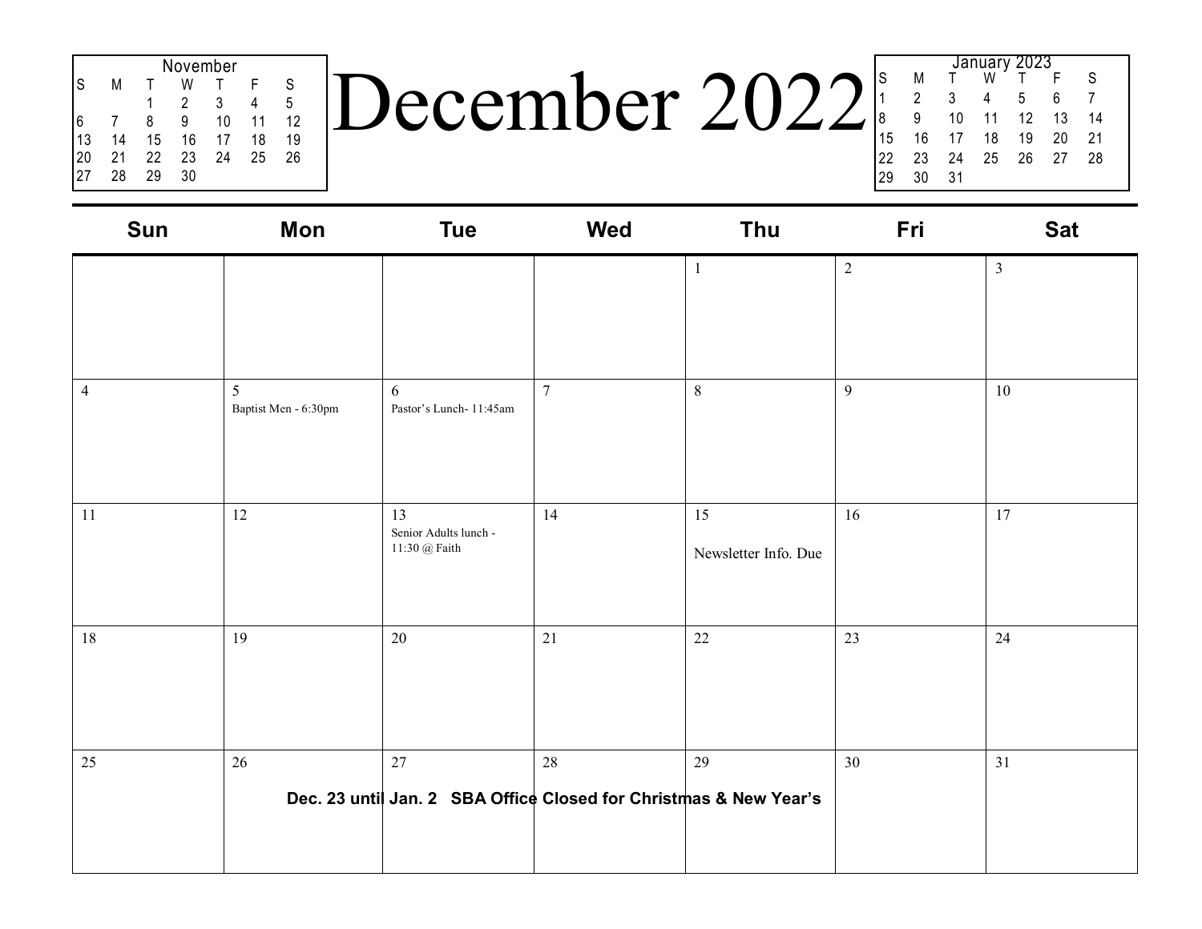# December 2022

| November | | | | | | |
|---|---|---|---|---|---|---|
| S | M | T | W | T | F | S |
| | | 1 | 2 | 3 | 4 | 5 |
| 6 | 7 | 8 | 9 | 10 | 11 | 12 |
| 13 | 14 | 15 | 16 | 17 | 18 | 19 |
| 20 | 21 | 22 | 23 | 24 | 25 | 26 |
| 27 | 28 | 29 | 30 | | | |

| January 2023 | | | | | | |
|---|---|---|---|---|---|---|
| S | M | T | W | T | F | S |
| 1 | 2 | 3 | 4 | 5 | 6 | 7 |
| 8 | 9 | 10 | 11 | 12 | 13 | 14 |
| 15 | 16 | 17 | 18 | 19 | 20 | 21 |
| 22 | 23 | 24 | 25 | 26 | 27 | 28 |
| 29 | 30 | 31 | | | | |

| Sun | Mon | Tue | Wed | Thu | Fri | Sat |
|---|---|---|---|---|---|---|
| | | | | 1 | 2 | 3 |
| 4 | 5<br>Baptist Men - 6:30pm | 6<br>Pastor's Lunch- 11:45am | 7 | 8 | 9 | 10 |
| 11 | 12 | 13<br>Senior Adults lunch - 11:30 @ Faith | 14 | 15<br>Newsletter Info. Due | 16 | 17 |
| 18 | 19 | 20 | 21 | 22 | 23 | 24 |
| 25 | 26 | 27 | 28 | 29 | 30 | 31 |

**Dec. 23 until Jan. 2 SBA Office Closed for Christmas & New Year's**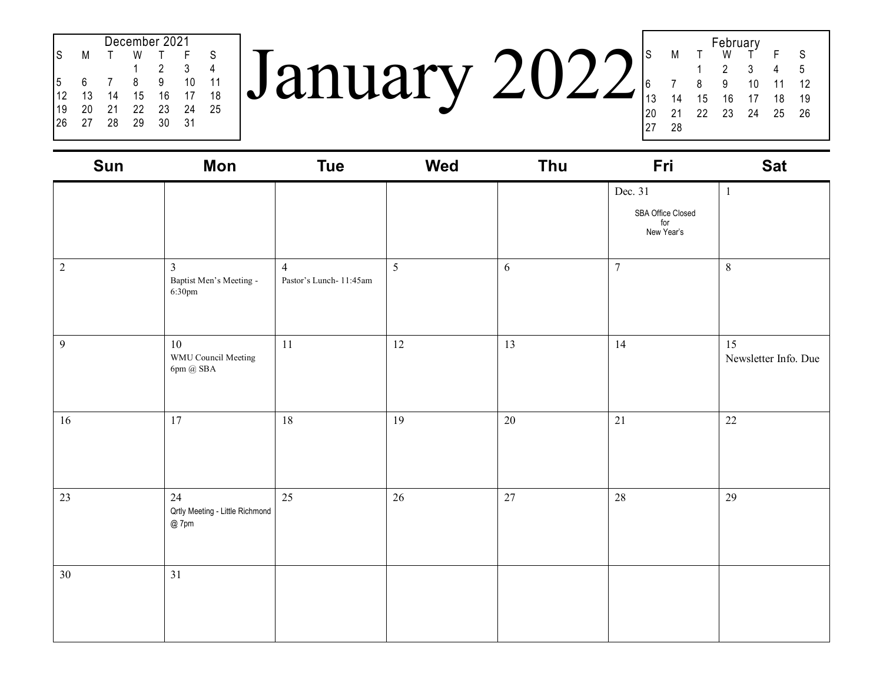# January 2022

| December 2021 | | | | | | |
|---|---|---|---|---|---|---|
| S | M | T | W | T | F | S |
| | | | 1 | 2 | 3 | 4 |
| 5 | 6 | 7 | 8 | 9 | 10 | 11 |
| 12 | 13 | 14 | 15 | 16 | 17 | 18 |
| 19 | 20 | 21 | 22 | 23 | 24 | 25 |
| 26 | 27 | 28 | 29 | 30 | 31 | |

| February | | | | | | |
|---|---|---|---|---|---|---|
| S | M | T | W | T | F | S |
| | | 1 | 2 | 3 | 4 | 5 |
| 6 | 7 | 8 | 9 | 10 | 11 | 12 |
| 13 | 14 | 15 | 16 | 17 | 18 | 19 |
| 20 | 21 | 22 | 23 | 24 | 25 | 26 |
| 27 | 28 | | | | | |

| Sun | Mon | Tue | Wed | Thu | Fri | Sat |
|---|---|---|---|---|---|---|
| | | | | | Dec. 31<br>SBA Office Closed for New Year's | 1 |
| 2 | 3<br>Baptist Men's Meeting - 6:30pm | 4<br>Pastor's Lunch- 11:45am | 5 | 6 | 7 | 8 |
| 9 | 10<br>WMU Council Meeting 6pm @ SBA | 11 | 12 | 13 | 14 | 15<br>Newsletter Info. Due |
| 16 | 17 | 18 | 19 | 20 | 21 | 22 |
| 23 | 24<br>Qrtly Meeting - Little Richmond @ 7pm | 25 | 26 | 27 | 28 | 29 |
| 30 | 31 | | | | | |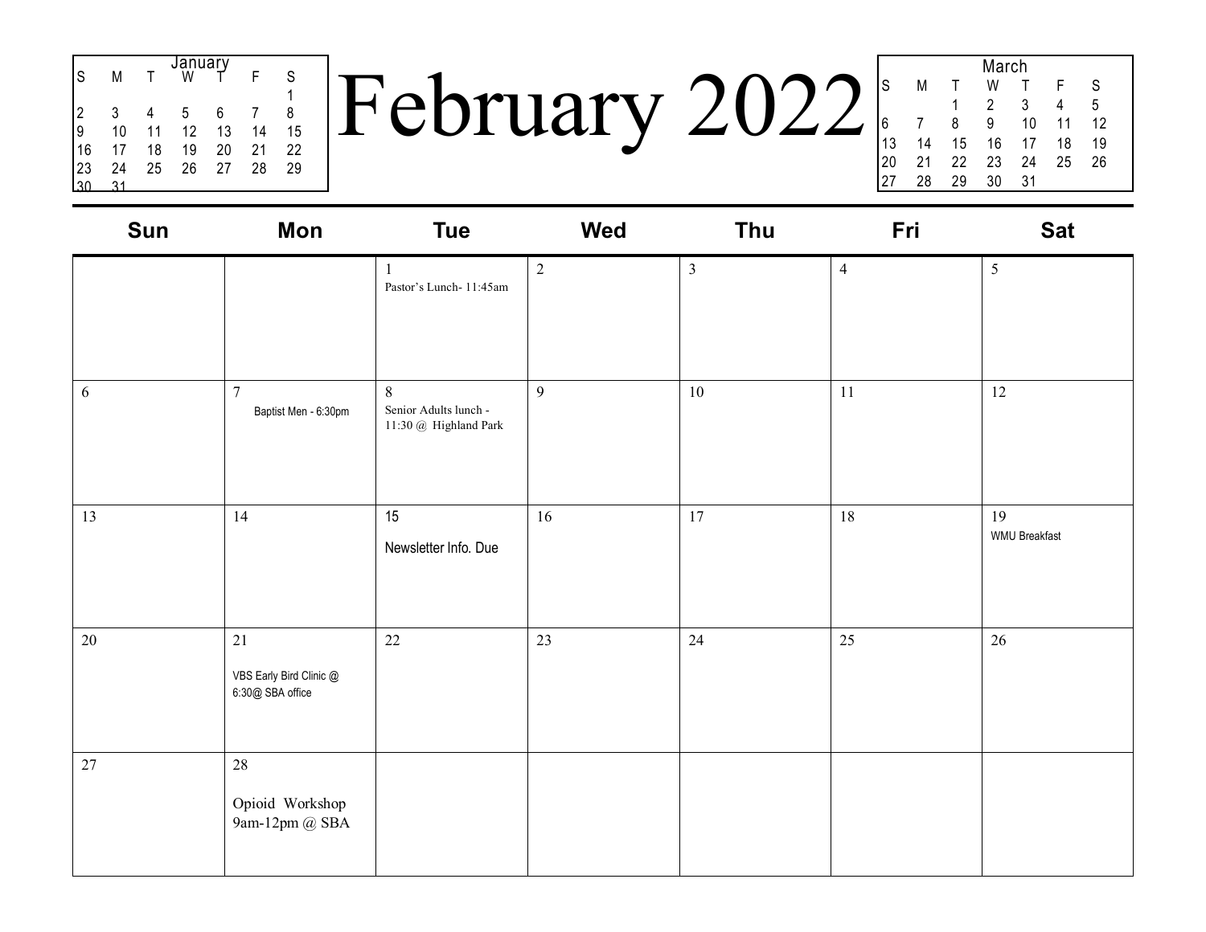# February 2022

| January | | | | | | |
|---|---|---|---|---|---|---|
| S | M | T | W | T | F | S |
| | | | | | | 1 |
| 2 | 3 | 4 | 5 | 6 | 7 | 8 |
| 9 | 10 | 11 | 12 | 13 | 14 | 15 |
| 16 | 17 | 18 | 19 | 20 | 21 | 22 |
| 23 | 24 | 25 | 26 | 27 | 28 | 29 |
| 30 | 31 | | | | | |

| March | | | | | | |
|---|---|---|---|---|---|---|
| S | M | T | W | T | F | S |
| | | 1 | 2 | 3 | 4 | 5 |
| 6 | 7 | 8 | 9 | 10 | 11 | 12 |
| 13 | 14 | 15 | 16 | 17 | 18 | 19 |
| 20 | 21 | 22 | 23 | 24 | 25 | 26 |
| 27 | 28 | 29 | 30 | 31 | | |

| Sun | Mon | Tue | Wed | Thu | Fri | Sat |
|---|---|---|---|---|---|---|
| | | 1<br>Pastor's Lunch- 11:45am | 2 | 3 | 4 | 5 |
| 6 | 7<br>Baptist Men - 6:30pm | 8<br>Senior Adults lunch - 11:30 @ Highland Park | 9 | 10 | 11 | 12 |
| 13 | 14 | 15<br>Newsletter Info. Due | 16 | 17 | 18 | 19<br>WMU Breakfast |
| 20 | 21<br>VBS Early Bird Clinic @ 6:30@ SBA office | 22 | 23 | 24 | 25 | 26 |
| 27 | 28<br>Opioid Workshop 9am-12pm @ SBA | | | | | |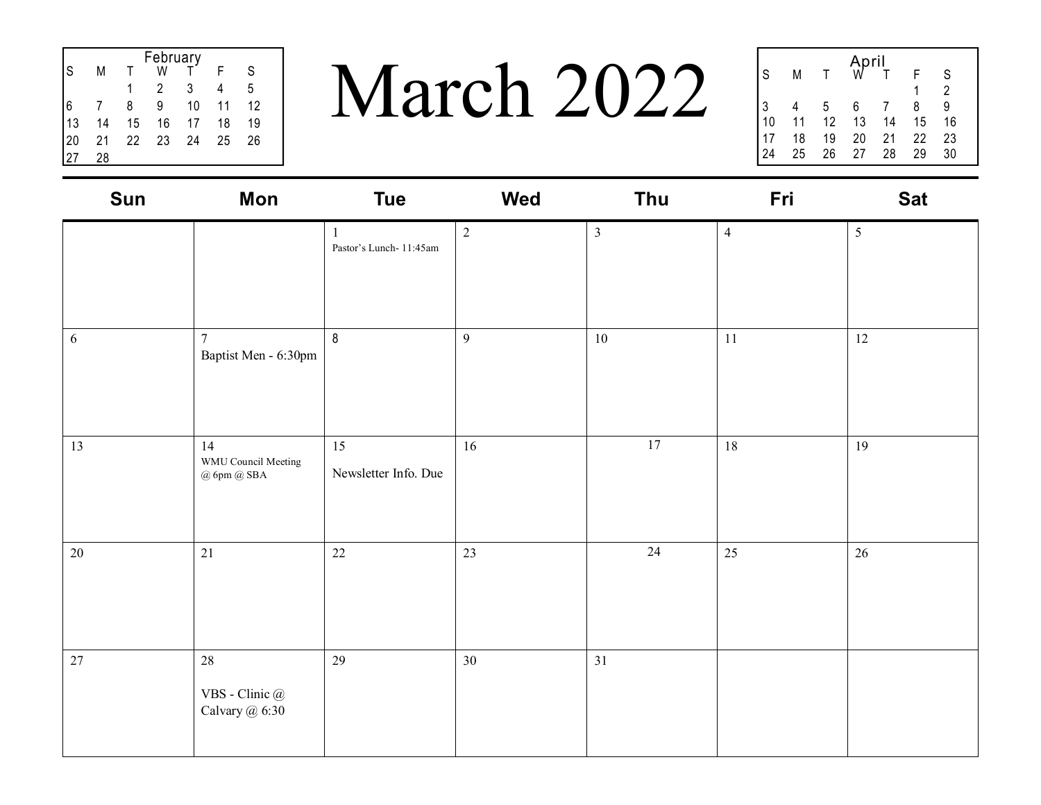# March 2022

**February**

| S | M | T | W | T | F | S |
|---|---|---|---|---|---|---|
| | | 1 | 2 | 3 | 4 | 5 |
| 6 | 7 | 8 | 9 | 10 | 11 | 12 |
| 13 | 14 | 15 | 16 | 17 | 18 | 19 |
| 20 | 21 | 22 | 23 | 24 | 25 | 26 |
| 27 | 28 | | | | | |

**April**

| S | M | T | W | T | F | S |
|---|---|---|---|---|---|---|
| | | | | | 1 | 2 |
| 3 | 4 | 5 | 6 | 7 | 8 | 9 |
| 10 | 11 | 12 | 13 | 14 | 15 | 16 |
| 17 | 18 | 19 | 20 | 21 | 22 | 23 |
| 24 | 25 | 26 | 27 | 28 | 29 | 30 |

| Sun | Mon | Tue | Wed | Thu | Fri | Sat |
|---|---|---|---|---|---|---|
| | | 1 Pastor's Lunch- 11:45am | 2 | 3 | 4 | 5 |
| 6 | 7 Baptist Men - 6:30pm | 8 | 9 | 10 | 11 | 12 |
| 13 | 14 WMU Council Meeting @ 6pm @ SBA | 15 Newsletter Info. Due | 16 | 17 | 18 | 19 |
| 20 | 21 | 22 | 23 | 24 | 25 | 26 |
| 27 | 28 VBS - Clinic @ Calvary @ 6:30 | 29 | 30 | 31 | | |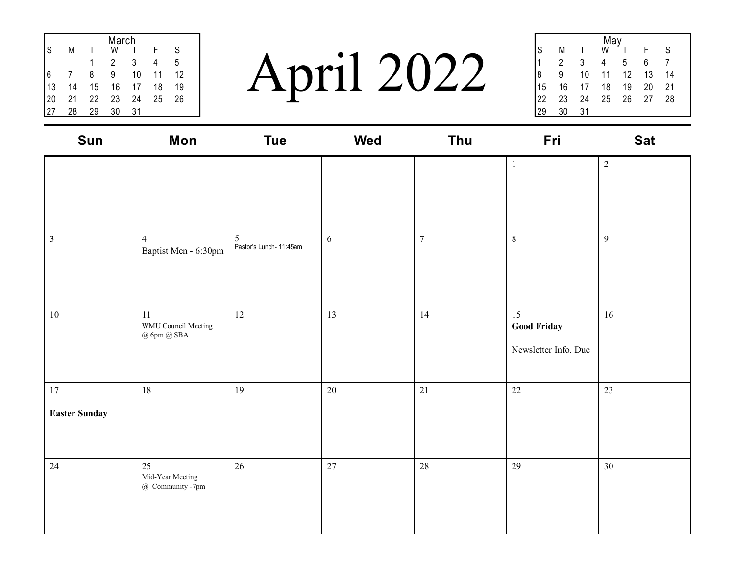# April 2022

| March | | | | | | |
|---|---|---|---|---|---|---|
| S | M | T | W | T | F | S |
| | | 1 | 2 | 3 | 4 | 5 |
| 6 | 7 | 8 | 9 | 10 | 11 | 12 |
| 13 | 14 | 15 | 16 | 17 | 18 | 19 |
| 20 | 21 | 22 | 23 | 24 | 25 | 26 |
| 27 | 28 | 29 | 30 | 31 | | |

| May | | | | | | |
|---|---|---|---|---|---|---|
| S | M | T | W | T | F | S |
| 1 | 2 | 3 | 4 | 5 | 6 | 7 |
| 8 | 9 | 10 | 11 | 12 | 13 | 14 |
| 15 | 16 | 17 | 18 | 19 | 20 | 21 |
| 22 | 23 | 24 | 25 | 26 | 27 | 28 |
| 29 | 30 | 31 | | | | |

| Sun | Mon | Tue | Wed | Thu | Fri | Sat |
|---|---|---|---|---|---|---|
| | | | | | 1 | 2 |
| 3 | 4<br>Baptist Men - 6:30pm | 5<br>Pastor's Lunch- 11:45am | 6 | 7 | 8 | 9 |
| 10 | 11<br>WMU Council Meeting @ 6pm @ SBA | 12 | 13 | 14 | 15<br>**Good Friday**<br>Newsletter Info. Due | 16 |
| 17<br>**Easter Sunday** | 18 | 19 | 20 | 21 | 22 | 23 |
| 24 | 25<br>Mid-Year Meeting @ Community -7pm | 26 | 27 | 28 | 29 | 30 |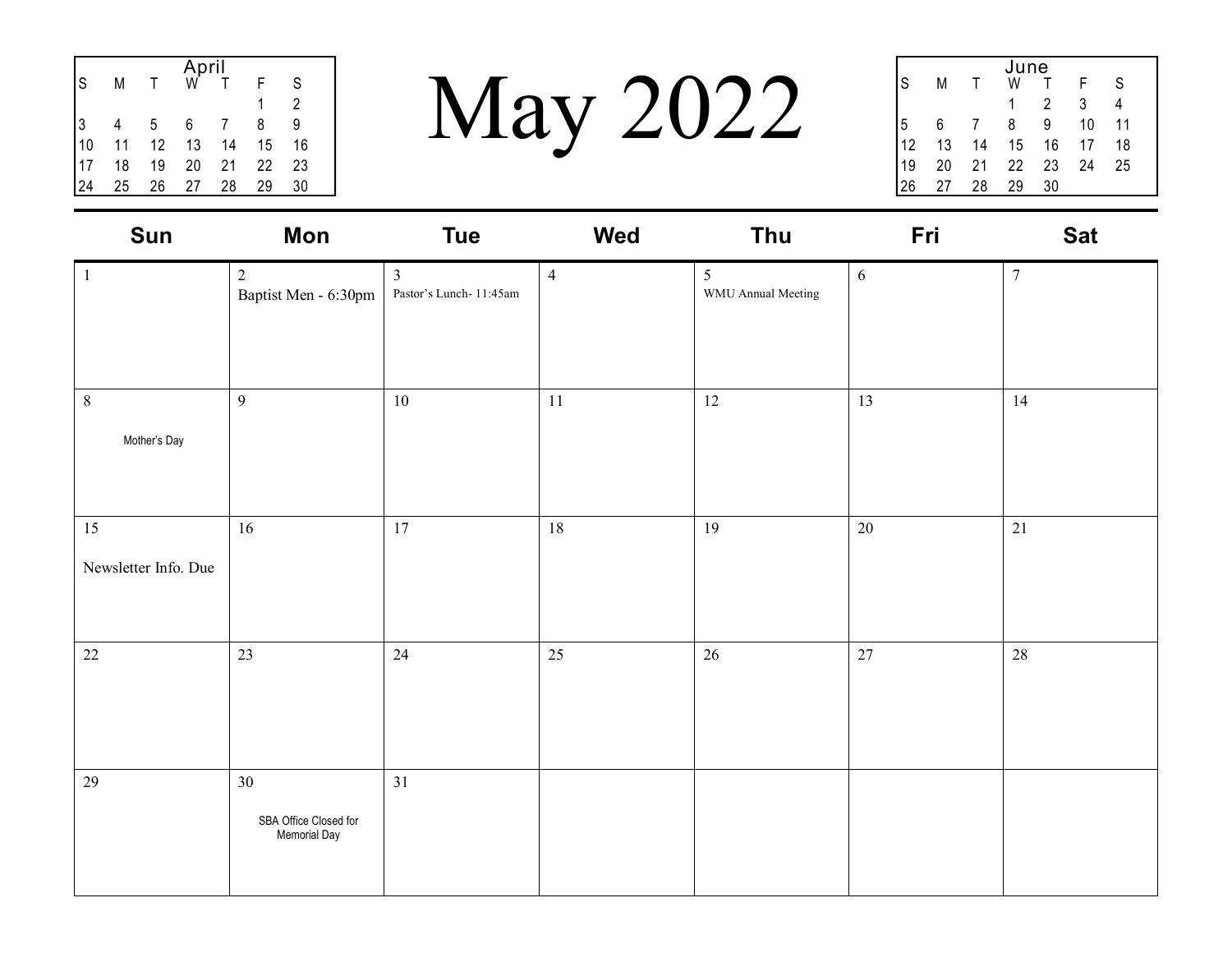# May 2022

| April | | | | | | |
|---|---|---|---|---|---|---|
| S | M | T | W | T | F | S |
| | | | | | 1 | 2 |
| 3 | 4 | 5 | 6 | 7 | 8 | 9 |
| 10 | 11 | 12 | 13 | 14 | 15 | 16 |
| 17 | 18 | 19 | 20 | 21 | 22 | 23 |
| 24 | 25 | 26 | 27 | 28 | 29 | 30 |

| June | | | | | | |
|---|---|---|---|---|---|---|
| S | M | T | W | T | F | S |
| | | | 1 | 2 | 3 | 4 |
| 5 | 6 | 7 | 8 | 9 | 10 | 11 |
| 12 | 13 | 14 | 15 | 16 | 17 | 18 |
| 19 | 20 | 21 | 22 | 23 | 24 | 25 |
| 26 | 27 | 28 | 29 | 30 | | |

| Sun | Mon | Tue | Wed | Thu | Fri | Sat |
|---|---|---|---|---|---|---|
| 1 | 2 Baptist Men - 6:30pm | 3 Pastor's Lunch- 11:45am | 4 | 5 WMU Annual Meeting | 6 | 7 |
| 8 Mother's Day | 9 | 10 | 11 | 12 | 13 | 14 |
| 15 Newsletter Info. Due | 16 | 17 | 18 | 19 | 20 | 21 |
| 22 | 23 | 24 | 25 | 26 | 27 | 28 |
| 29 | 30 SBA Office Closed for Memorial Day | 31 | | | | |